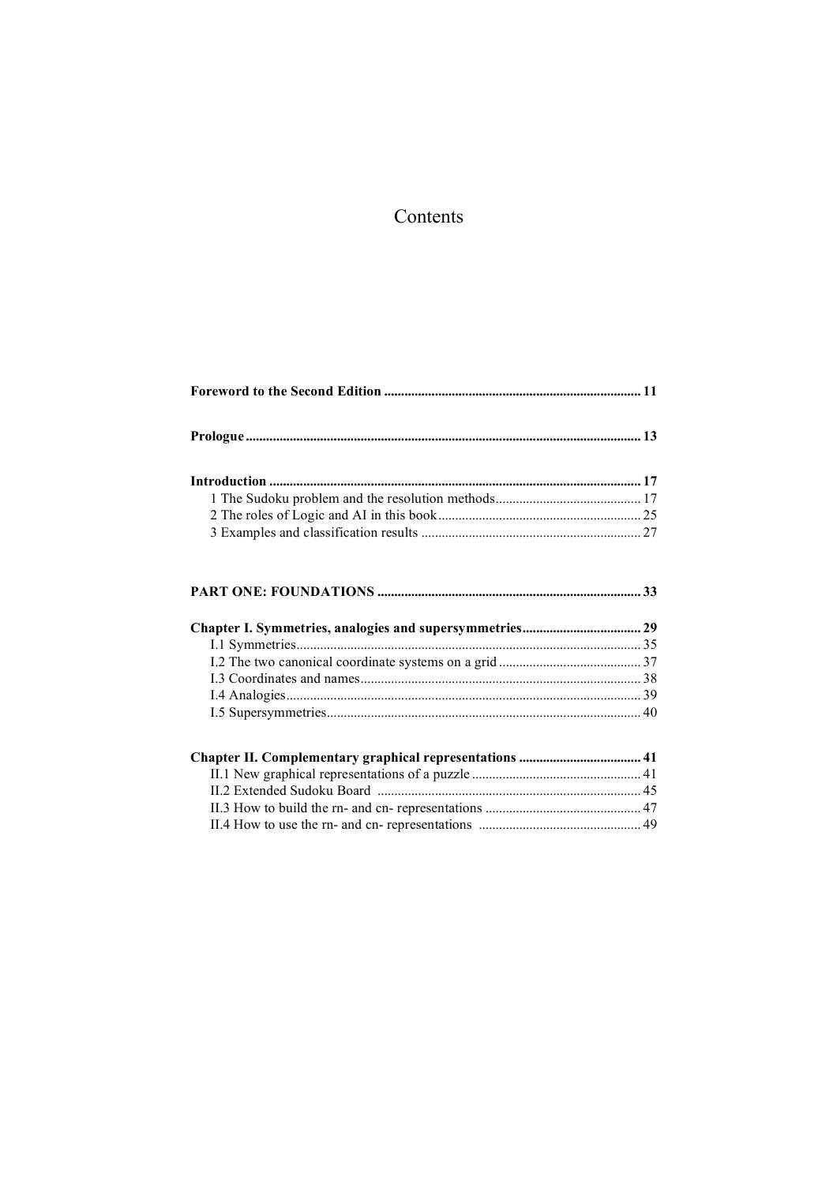# Contents

**Foreword to the Second Edition** ........................................................................... **11**

**Prologue** .................................................................................................................. **13**

**Introduction** ........................................................................................................... **17**
- 1 The Sudoku problem and the resolution methods........................................... 17
- 2 The roles of Logic and AI in this book............................................................ 25
- 3 Examples and classification results ................................................................ 27

**PART ONE: FOUNDATIONS** .............................................................................. **33**

**Chapter I. Symmetries, analogies and supersymmetries**.................................. **29**
- I.1 Symmetries..................................................................................................... 35
- I.2 The two canonical coordinate systems on a grid .......................................... 37
- I.3 Coordinates and names................................................................................... 38
- I.4 Analogies........................................................................................................ 39
- I.5 Supersymmetries............................................................................................ 40

**Chapter II. Complementary graphical representations** .................................... **41**
- II.1 New graphical representations of a puzzle .................................................. 41
- II.2 Extended Sudoku Board .............................................................................. 45
- II.3 How to build the rn- and cn- representations .............................................. 47
- II.4 How to use the rn- and cn- representations ................................................ 49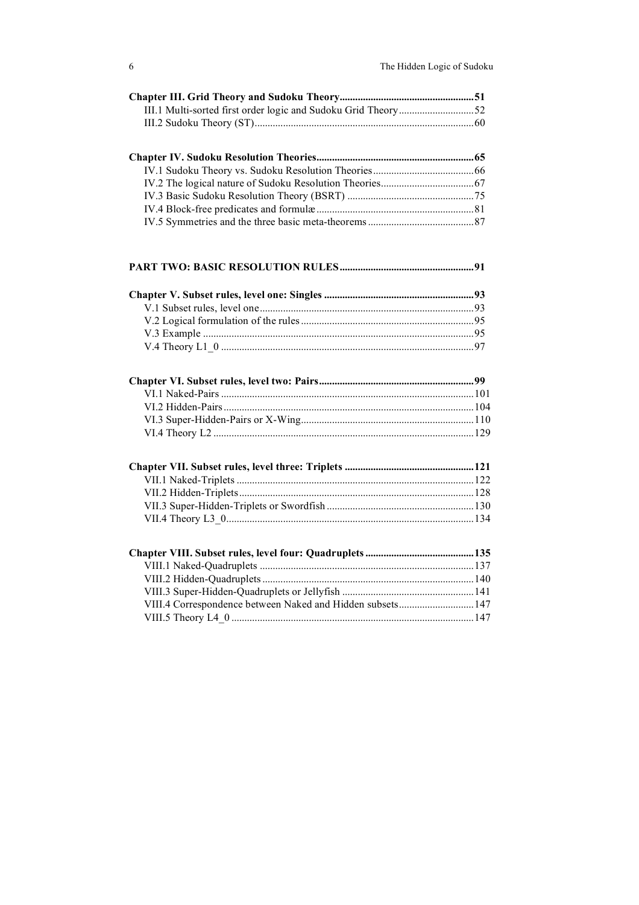**Chapter III. Grid Theory and Sudoku Theory....................................................51**

III.1 Multi-sorted first order logic and Sudoku Grid Theory............................52

III.2 Sudoku Theory (ST)....................................................................................60

**Chapter IV. Sudoku Resolution Theories............................................................65**

IV.1 Sudoku Theory vs. Sudoku Resolution Theories.......................................66

IV.2 The logical nature of Sudoku Resolution Theories....................................67

IV.3 Basic Sudoku Resolution Theory (BSRT) .................................................75

IV.4 Block-free predicates and formulæ............................................................81

IV.5 Symmetries and the three basic meta-theorems .........................................87

**PART TWO: BASIC RESOLUTION RULES....................................................91**

**Chapter V. Subset rules, level one: Singles .........................................................93**

V.1 Subset rules, level one..................................................................................93

V.2 Logical formulation of the rules ..................................................................95

V.3 Example .......................................................................................................95

V.4 Theory L1_0 ................................................................................................97

**Chapter VI. Subset rules, level two: Pairs............................................................99**

VI.1 Naked-Pairs ................................................................................................101

VI.2 Hidden-Pairs................................................................................................104

VI.3 Super-Hidden-Pairs or X-Wing..................................................................110

VI.4 Theory L2 ...................................................................................................129

**Chapter VII. Subset rules, level three: Triplets .................................................121**

VII.1 Naked-Triplets ...........................................................................................122

VII.2 Hidden-Triplets..........................................................................................128

VII.3 Super-Hidden-Triplets or Swordfish ........................................................130

VII.4 Theory L3_0...............................................................................................134

**Chapter VIII. Subset rules, level four: Quadruplets ..........................................135**

VIII.1 Naked-Quadruplets ..................................................................................137

VIII.2 Hidden-Quadruplets..................................................................................140

VIII.3 Super-Hidden-Quadruplets or Jellyfish ...................................................141

VIII.4 Correspondence between Naked and Hidden subsets.............................147

VIII.5 Theory L4_0 ............................................................................................147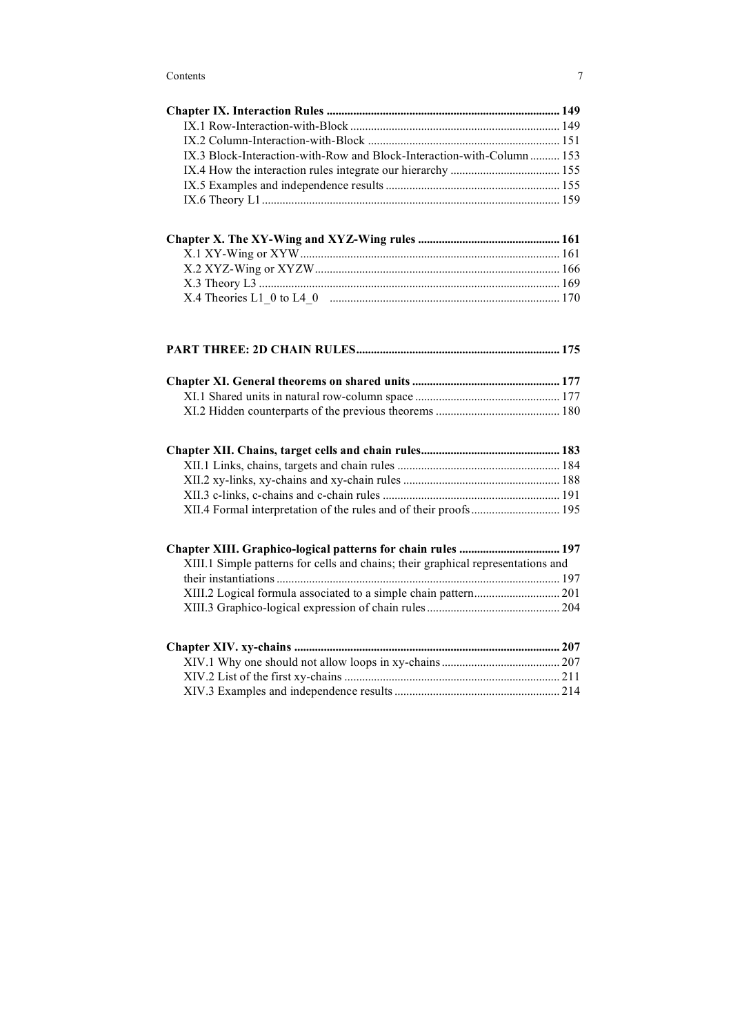**Chapter IX. Interaction Rules** .............................................................................. **149**

IX.1 Row-Interaction-with-Block ...................................................................... 149

IX.2 Column-Interaction-with-Block ................................................................ 151

IX.3 Block-Interaction-with-Row and Block-Interaction-with-Column .......... 153

IX.4 How the interaction rules integrate our hierarchy ..................................... 155

IX.5 Examples and independence results .......................................................... 155

IX.6 Theory L1 .................................................................................................... 159

**Chapter X. The XY-Wing and XYZ-Wing rules** ............................................... **161**

X.1 XY-Wing or XYW ....................................................................................... 161

X.2 XYZ-Wing or XYZW .................................................................................. 166

X.3 Theory L3 .................................................................................................... 169

X.4 Theories L1_0 to L4_0 ............................................................................. 170

**PART THREE: 2D CHAIN RULES** .................................................................... **175**

**Chapter XI. General theorems on shared units** ................................................. **177**

XI.1 Shared units in natural row-column space ................................................ 177

XI.2 Hidden counterparts of the previous theorems .......................................... 180

**Chapter XII. Chains, target cells and chain rules** .............................................. **183**

XII.1 Links, chains, targets and chain rules ...................................................... 184

XII.2 xy-links, xy-chains and xy-chain rules .................................................... 188

XII.3 c-links, c-chains and c-chain rules ........................................................... 191

XII.4 Formal interpretation of the rules and of their proofs ............................. 195

**Chapter XIII. Graphico-logical patterns for chain rules** ................................. **197**

XIII.1 Simple patterns for cells and chains; their graphical representations and their instantiations ............................................................................................... 197

XIII.2 Logical formula associated to a simple chain pattern ............................ 201

XIII.3 Graphico-logical expression of chain rules ............................................ 204

**Chapter XIV. xy-chains** ......................................................................................... **207**

XIV.1 Why one should not allow loops in xy-chains ........................................ 207

XIV.2 List of the first xy-chains ........................................................................ 211

XIV.3 Examples and independence results ....................................................... 214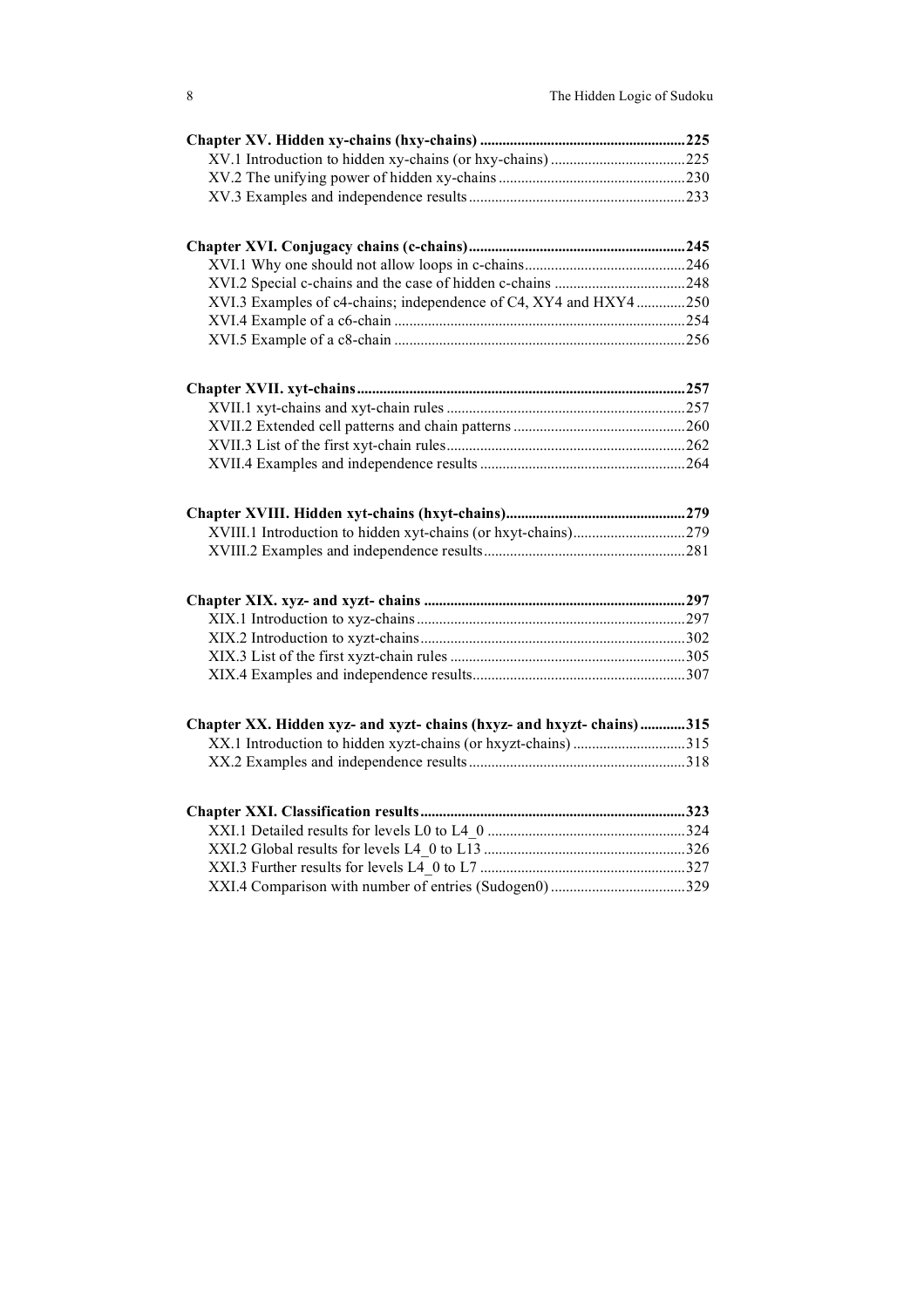**Chapter XV. Hidden xy-chains (hxy-chains) ........................................................225**

XV.1 Introduction to hidden xy-chains (or hxy-chains) ....................................225

XV.2 The unifying power of hidden xy-chains ..................................................230

XV.3 Examples and independence results ..........................................................233

**Chapter XVI. Conjugacy chains (c-chains)..........................................................245**

XVI.1 Why one should not allow loops in c-chains...........................................246

XVI.2 Special c-chains and the case of hidden c-chains ...................................248

XVI.3 Examples of c4-chains; independence of C4, XY4 and HXY4 .............250

XVI.4 Example of a c6-chain .............................................................................254

XVI.5 Example of a c8-chain .............................................................................256

**Chapter XVII. xyt-chains.......................................................................................257**

XVII.1 xyt-chains and xyt-chain rules ................................................................257

XVII.2 Extended cell patterns and chain patterns .............................................260

XVII.3 List of the first xyt-chain rules................................................................262

XVII.4 Examples and independence results .......................................................264

**Chapter XVIII. Hidden xyt-chains (hxyt-chains)................................................279**

XVIII.1 Introduction to hidden xyt-chains (or hxyt-chains)..............................279

XVIII.2 Examples and independence results......................................................281

**Chapter XIX. xyz- and xyzt- chains .....................................................................297**

XIX.1 Introduction to xyz-chains........................................................................297

XIX.2 Introduction to xyzt-chains.......................................................................302

XIX.3 List of the first xyzt-chain rules ...............................................................305

XIX.4 Examples and independence results.........................................................307

**Chapter XX. Hidden xyz- and xyzt- chains (hxyz- and hxyzt- chains)............315**

XX.1 Introduction to hidden xyzt-chains (or hxyzt-chains) ..............................315

XX.2 Examples and independence results..........................................................318

**Chapter XXI. Classification results.......................................................................323**

XXI.1 Detailed results for levels L0 to L4_0 .....................................................324

XXI.2 Global results for levels L4_0 to L13 ......................................................326

XXI.3 Further results for levels L4_0 to L7 .......................................................327

XXI.4 Comparison with number of entries (Sudogen0) ....................................329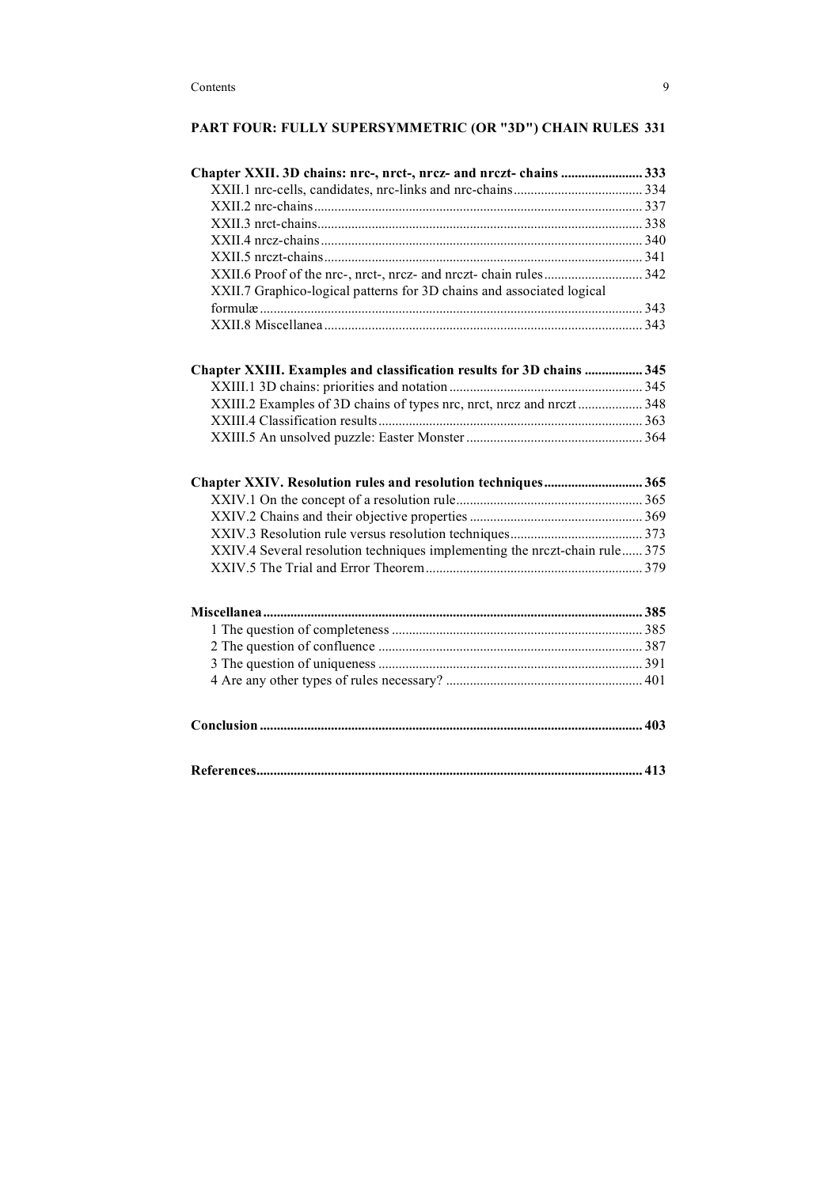## PART FOUR: FULLY SUPERSYMMETRIC (OR "3D") CHAIN RULES 331

**Chapter XXII. 3D chains: nrc-, nrct-, nrcz- and nrczt- chains ........................ 333**

XXII.1 nrc-cells, candidates, nrc-links and nrc-chains...................................... 334
XXII.2 nrc-chains................................................................................................ 337
XXII.3 nrct-chains.............................................................................................. 338
XXII.4 nrcz-chains.............................................................................................. 340
XXII.5 nrczt-chains............................................................................................ 341
XXII.6 Proof of the nrc-, nrct-, nrcz- and nrczt- chain rules............................. 342
XXII.7 Graphico-logical patterns for 3D chains and associated logical formulæ................................................................................................ 343
XXII.8 Miscellanea............................................................................................. 343

**Chapter XXIII. Examples and classification results for 3D chains ................. 345**

XXIII.1 3D chains: priorities and notation......................................................... 345
XXIII.2 Examples of 3D chains of types nrc, nrct, nrcz and nrczt................... 348
XXIII.4 Classification results............................................................................. 363
XXIII.5 An unsolved puzzle: Easter Monster.................................................... 364

**Chapter XXIV. Resolution rules and resolution techniques............................. 365**

XXIV.1 On the concept of a resolution rule...................................................... 365
XXIV.2 Chains and their objective properties.................................................. 369
XXIV.3 Resolution rule versus resolution techniques....................................... 373
XXIV.4 Several resolution techniques implementing the nrczt-chain rule...... 375
XXIV.5 The Trial and Error Theorem............................................................... 379

**Miscellanea............................................................................................................. 385**

1 The question of completeness ......................................................................... 385
2 The question of confluence ............................................................................. 387
3 The question of uniqueness ............................................................................. 391
4 Are any other types of rules necessary? ......................................................... 401

**Conclusion.............................................................................................................. 403**

**References............................................................................................................... 413**